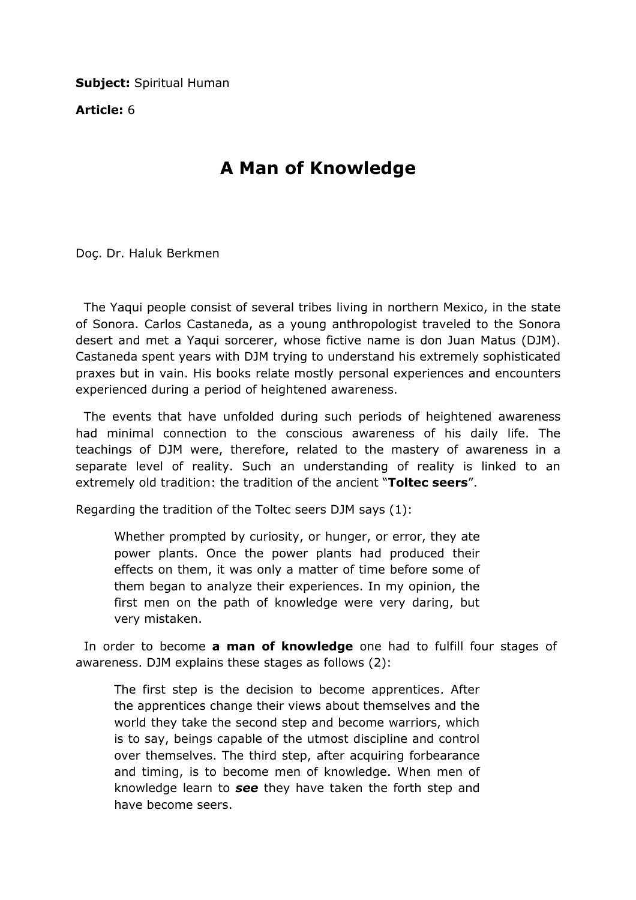**Subject:** Spiritual Human

**Article:** 6

# A Man of Knowledge

Doç. Dr. Haluk Berkmen

The Yaqui people consist of several tribes living in northern Mexico, in the state of Sonora. Carlos Castaneda, as a young anthropologist traveled to the Sonora desert and met a Yaqui sorcerer, whose fictive name is don Juan Matus (DJM). Castaneda spent years with DJM trying to understand his extremely sophisticated praxes but in vain. His books relate mostly personal experiences and encounters experienced during a period of heightened awareness.

The events that have unfolded during such periods of heightened awareness had minimal connection to the conscious awareness of his daily life. The teachings of DJM were, therefore, related to the mastery of awareness in a separate level of reality. Such an understanding of reality is linked to an extremely old tradition: the tradition of the ancient "**Toltec seers**".

Regarding the tradition of the Toltec seers DJM says (1):

> Whether prompted by curiosity, or hunger, or error, they ate power plants. Once the power plants had produced their effects on them, it was only a matter of time before some of them began to analyze their experiences. In my opinion, the first men on the path of knowledge were very daring, but very mistaken.

In order to become **a man of knowledge** one had to fulfill four stages of awareness. DJM explains these stages as follows (2):

> The first step is the decision to become apprentices. After the apprentices change their views about themselves and the world they take the second step and become warriors, which is to say, beings capable of the utmost discipline and control over themselves. The third step, after acquiring forbearance and timing, is to become men of knowledge. When men of knowledge learn to ***see*** they have taken the forth step and have become seers.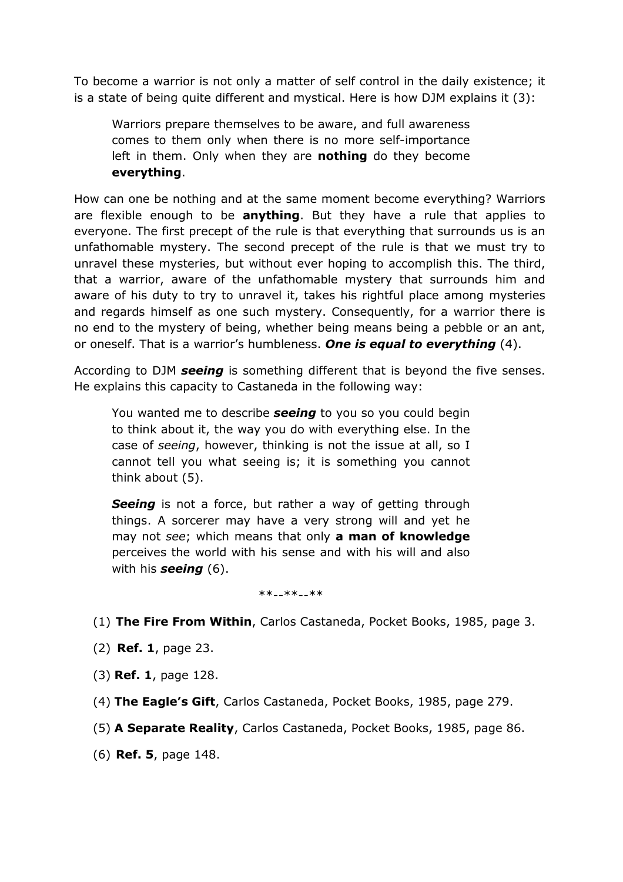To become a warrior is not only a matter of self control in the daily existence; it is a state of being quite different and mystical. Here is how DJM explains it (3):

> Warriors prepare themselves to be aware, and full awareness comes to them only when there is no more self-importance left in them. Only when they are **nothing** do they become **everything**.

How can one be nothing and at the same moment become everything? Warriors are flexible enough to be **anything**. But they have a rule that applies to everyone. The first precept of the rule is that everything that surrounds us is an unfathomable mystery. The second precept of the rule is that we must try to unravel these mysteries, but without ever hoping to accomplish this. The third, that a warrior, aware of the unfathomable mystery that surrounds him and aware of his duty to try to unravel it, takes his rightful place among mysteries and regards himself as one such mystery. Consequently, for a warrior there is no end to the mystery of being, whether being means being a pebble or an ant, or oneself. That is a warrior's humbleness. ***One is equal to everything*** (4).

According to DJM ***seeing*** is something different that is beyond the five senses. He explains this capacity to Castaneda in the following way:

> You wanted me to describe ***seeing*** to you so you could begin to think about it, the way you do with everything else. In the case of *seeing*, however, thinking is not the issue at all, so I cannot tell you what seeing is; it is something you cannot think about (5).
>
> ***Seeing*** is not a force, but rather a way of getting through things. A sorcerer may have a very strong will and yet he may not *see*; which means that only **a man of knowledge** perceives the world with his sense and with his will and also with his ***seeing*** (6).

\*\*--\*\*--\*\*

(1) **The Fire From Within**, Carlos Castaneda, Pocket Books, 1985, page 3.

(2) **Ref. 1**, page 23.

(3) **Ref. 1**, page 128.

(4) **The Eagle's Gift**, Carlos Castaneda, Pocket Books, 1985, page 279.

(5) **A Separate Reality**, Carlos Castaneda, Pocket Books, 1985, page 86.

(6) **Ref. 5**, page 148.